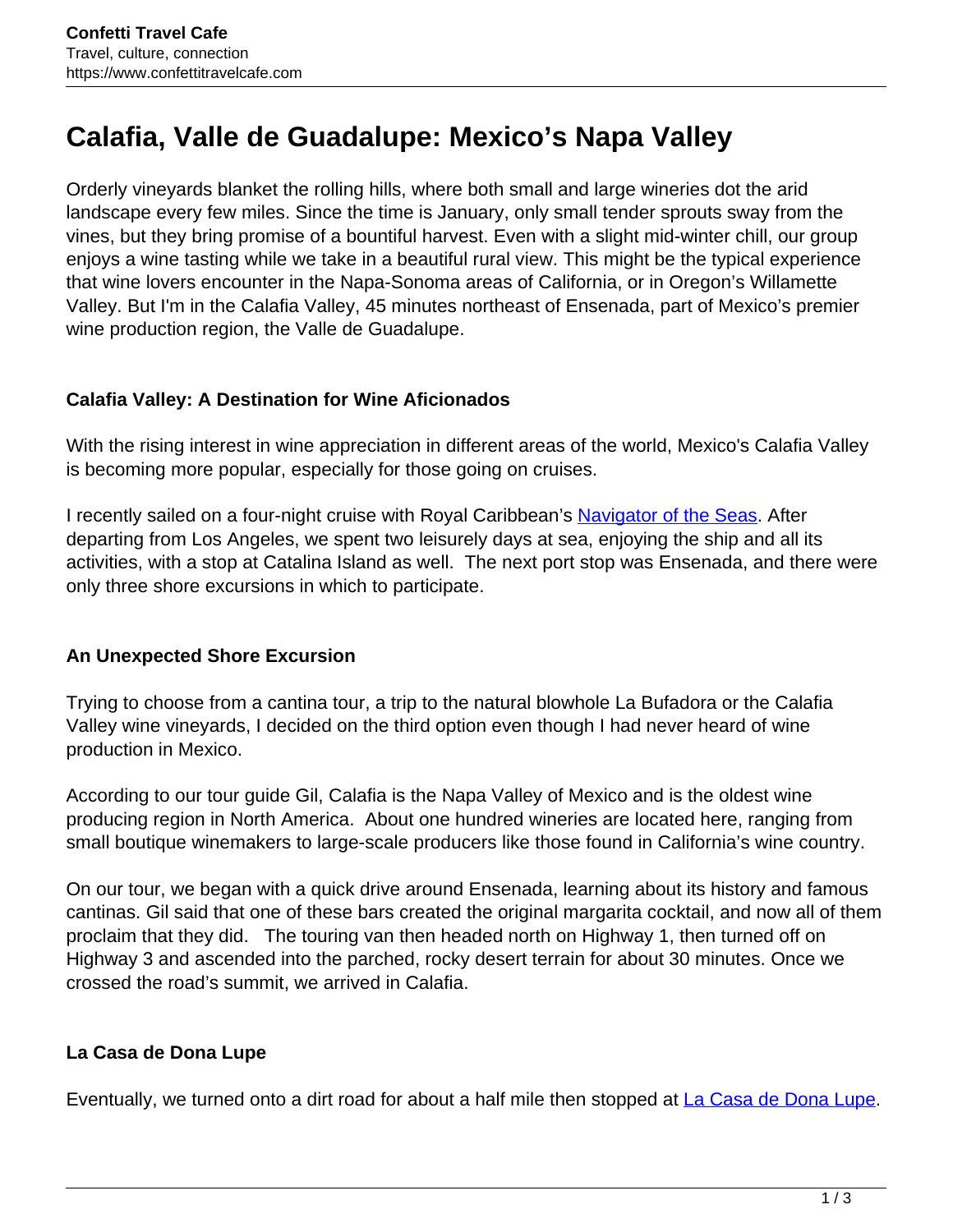# Calafia, Valle de Guadalupe: Mexico's Napa Valley

Orderly vineyards blanket the rolling hills, where both small and large wineries dot the arid landscape every few miles. Since the time is January, only small tender sprouts sway from the vines, but they bring promise of a bountiful harvest. Even with a slight mid-winter chill, our group enjoys a wine tasting while we take in a beautiful rural view. This might be the typical experience that wine lovers encounter in the Napa-Sonoma areas of California, or in Oregon's Willamette Valley. But I'm in the Calafia Valley, 45 minutes northeast of Ensenada, part of Mexico's premier wine production region, the Valle de Guadalupe.

### Calafia Valley: A Destination for Wine Aficionados

With the rising interest in wine appreciation in different areas of the world, Mexico's Calafia Valley is becoming more popular, especially for those going on cruises.

I recently sailed on a four-night cruise with Royal Caribbean's [Navigator of the Seas](). After departing from Los Angeles, we spent two leisurely days at sea, enjoying the ship and all its activities, with a stop at Catalina Island as well. The next port stop was Ensenada, and there were only three shore excursions in which to participate.

### An Unexpected Shore Excursion

Trying to choose from a cantina tour, a trip to the natural blowhole La Bufadora or the Calafia Valley wine vineyards, I decided on the third option even though I had never heard of wine production in Mexico.

According to our tour guide Gil, Calafia is the Napa Valley of Mexico and is the oldest wine producing region in North America. About one hundred wineries are located here, ranging from small boutique winemakers to large-scale producers like those found in California's wine country.

On our tour, we began with a quick drive around Ensenada, learning about its history and famous cantinas. Gil said that one of these bars created the original margarita cocktail, and now all of them proclaim that they did. The touring van then headed north on Highway 1, then turned off on Highway 3 and ascended into the parched, rocky desert terrain for about 30 minutes. Once we crossed the road's summit, we arrived in Calafia.

### La Casa de Dona Lupe

Eventually, we turned onto a dirt road for about a half mile then stopped at [La Casa de Dona Lupe]().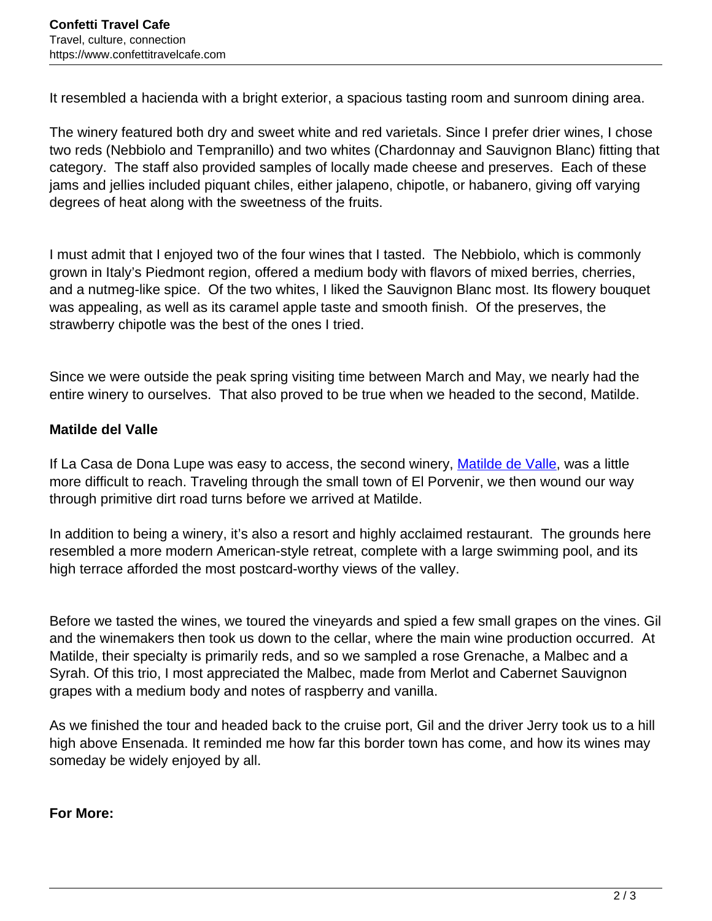It resembled a hacienda with a bright exterior, a spacious tasting room and sunroom dining area.

The winery featured both dry and sweet white and red varietals. Since I prefer drier wines, I chose two reds (Nebbiolo and Tempranillo) and two whites (Chardonnay and Sauvignon Blanc) fitting that category. The staff also provided samples of locally made cheese and preserves. Each of these jams and jellies included piquant chiles, either jalapeno, chipotle, or habanero, giving off varying degrees of heat along with the sweetness of the fruits.

I must admit that I enjoyed two of the four wines that I tasted. The Nebbiolo, which is commonly grown in Italy's Piedmont region, offered a medium body with flavors of mixed berries, cherries, and a nutmeg-like spice. Of the two whites, I liked the Sauvignon Blanc most. Its flowery bouquet was appealing, as well as its caramel apple taste and smooth finish. Of the preserves, the strawberry chipotle was the best of the ones I tried.

Since we were outside the peak spring visiting time between March and May, we nearly had the entire winery to ourselves. That also proved to be true when we headed to the second, Matilde.

**Matilde del Valle**

If La Casa de Dona Lupe was easy to access, the second winery, [Matilde de Valle](), was a little more difficult to reach. Traveling through the small town of El Porvenir, we then wound our way through primitive dirt road turns before we arrived at Matilde.

In addition to being a winery, it's also a resort and highly acclaimed restaurant. The grounds here resembled a more modern American-style retreat, complete with a large swimming pool, and its high terrace afforded the most postcard-worthy views of the valley.

Before we tasted the wines, we toured the vineyards and spied a few small grapes on the vines. Gil and the winemakers then took us down to the cellar, where the main wine production occurred. At Matilde, their specialty is primarily reds, and so we sampled a rose Grenache, a Malbec and a Syrah. Of this trio, I most appreciated the Malbec, made from Merlot and Cabernet Sauvignon grapes with a medium body and notes of raspberry and vanilla.

As we finished the tour and headed back to the cruise port, Gil and the driver Jerry took us to a hill high above Ensenada. It reminded me how far this border town has come, and how its wines may someday be widely enjoyed by all.

**For More:**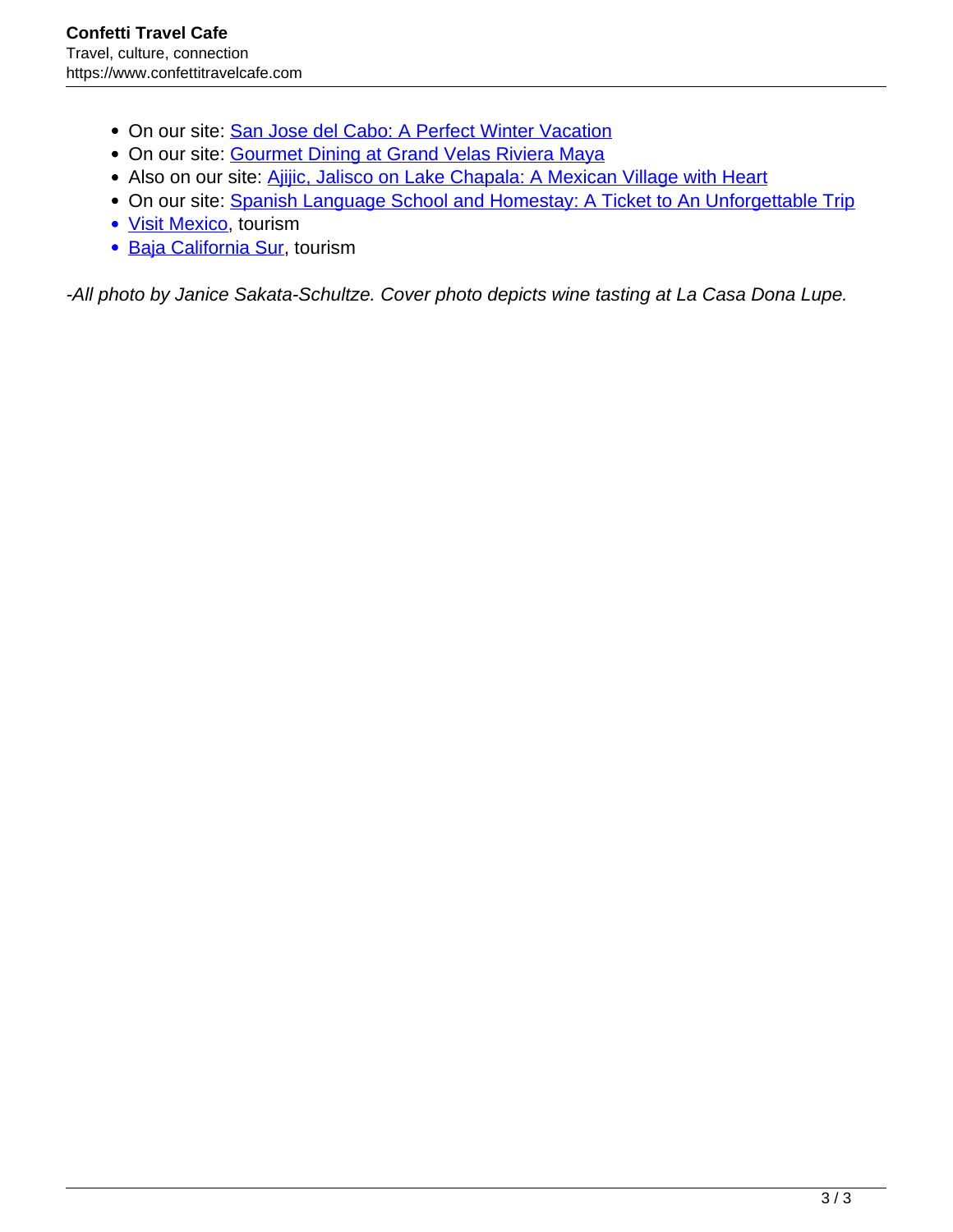- On our site: San Jose del Cabo: A Perfect Winter Vacation
- On our site: Gourmet Dining at Grand Velas Riviera Maya
- Also on our site: Ajijic, Jalisco on Lake Chapala: A Mexican Village with Heart
- On our site: Spanish Language School and Homestay: A Ticket to An Unforgettable Trip
- Visit Mexico, tourism
- Baja California Sur, tourism

*-All photo by Janice Sakata-Schultze. Cover photo depicts wine tasting at La Casa Dona Lupe.*